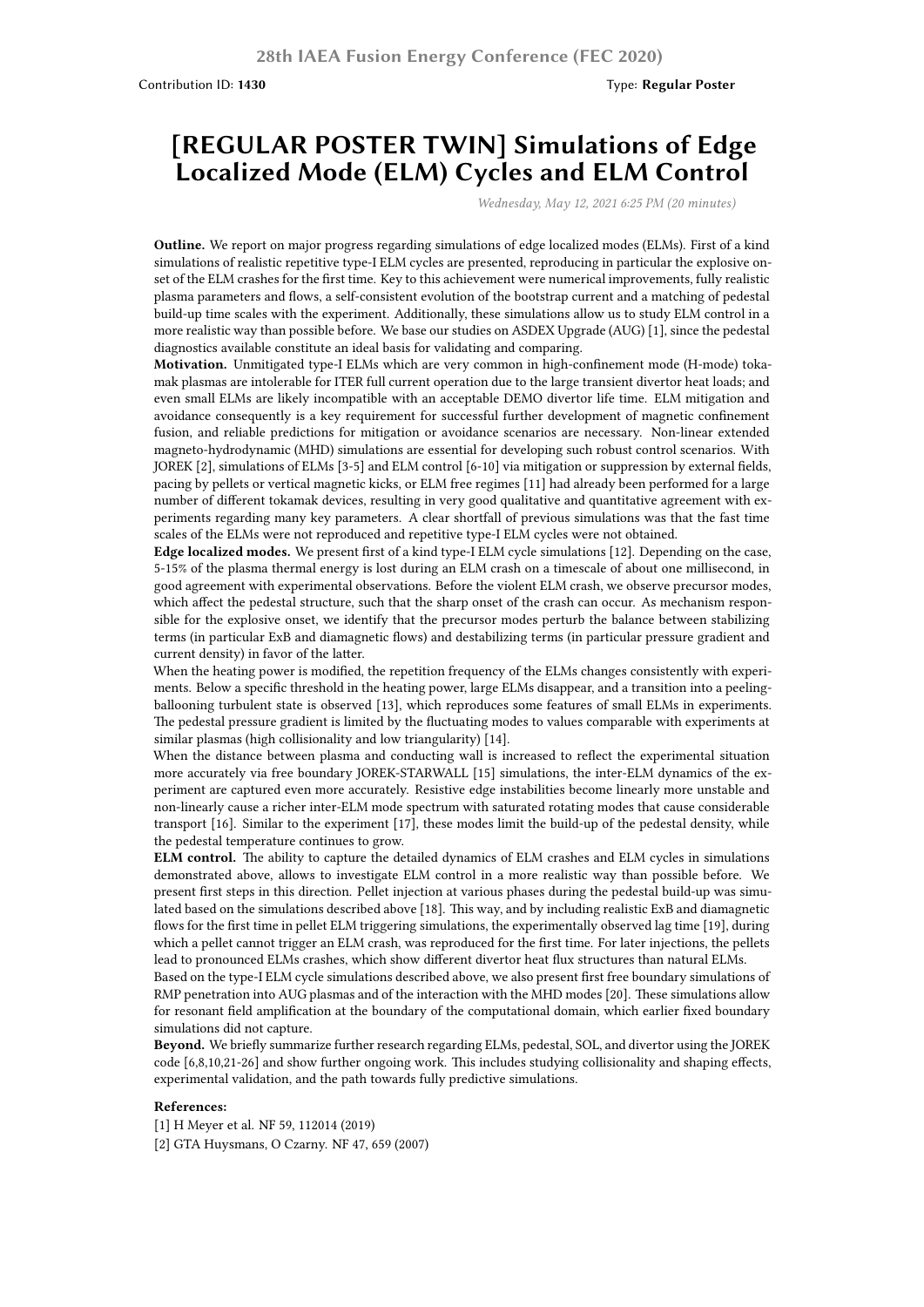28th IAEA Fusion Energy Conference (FEC 2020)

Contribution ID: **1430** Type: **Regular Poster**

# [REGULAR POSTER TWIN] Simulations of Edge Localized Mode (ELM) Cycles and ELM Control

*Wednesday, May 12, 2021 6:25 PM (20 minutes)*

**Outline.** We report on major progress regarding simulations of edge localized modes (ELMs). First of a kind simulations of realistic repetitive type-I ELM cycles are presented, reproducing in particular the explosive onset of the ELM crashes for the first time. Key to this achievement were numerical improvements, fully realistic plasma parameters and flows, a self-consistent evolution of the bootstrap current and a matching of pedestal build-up time scales with the experiment. Additionally, these simulations allow us to study ELM control in a more realistic way than possible before. We base our studies on ASDEX Upgrade (AUG) [1], since the pedestal diagnostics available constitute an ideal basis for validating and comparing.

**Motivation.** Unmitigated type-I ELMs which are very common in high-confinement mode (H-mode) tokamak plasmas are intolerable for ITER full current operation due to the large transient divertor heat loads; and even small ELMs are likely incompatible with an acceptable DEMO divertor life time. ELM mitigation and avoidance consequently is a key requirement for successful further development of magnetic confinement fusion, and reliable predictions for mitigation or avoidance scenarios are necessary. Non-linear extended magneto-hydrodynamic (MHD) simulations are essential for developing such robust control scenarios. With JOREK [2], simulations of ELMs [3-5] and ELM control [6-10] via mitigation or suppression by external fields, pacing by pellets or vertical magnetic kicks, or ELM free regimes [11] had already been performed for a large number of different tokamak devices, resulting in very good qualitative and quantitative agreement with experiments regarding many key parameters. A clear shortfall of previous simulations was that the fast time scales of the ELMs were not reproduced and repetitive type-I ELM cycles were not obtained.

**Edge localized modes.** We present first of a kind type-I ELM cycle simulations [12]. Depending on the case, 5-15% of the plasma thermal energy is lost during an ELM crash on a timescale of about one millisecond, in good agreement with experimental observations. Before the violent ELM crash, we observe precursor modes, which affect the pedestal structure, such that the sharp onset of the crash can occur. As mechanism responsible for the explosive onset, we identify that the precursor modes perturb the balance between stabilizing terms (in particular ExB and diamagnetic flows) and destabilizing terms (in particular pressure gradient and current density) in favor of the latter.

When the heating power is modified, the repetition frequency of the ELMs changes consistently with experiments. Below a specific threshold in the heating power, large ELMs disappear, and a transition into a peeling-ballooning turbulent state is observed [13], which reproduces some features of small ELMs in experiments. The pedestal pressure gradient is limited by the fluctuating modes to values comparable with experiments at similar plasmas (high collisionality and low triangularity) [14].

When the distance between plasma and conducting wall is increased to reflect the experimental situation more accurately via free boundary JOREK-STARWALL [15] simulations, the inter-ELM dynamics of the experiment are captured even more accurately. Resistive edge instabilities become linearly more unstable and non-linearly cause a richer inter-ELM mode spectrum with saturated rotating modes that cause considerable transport [16]. Similar to the experiment [17], these modes limit the build-up of the pedestal density, while the pedestal temperature continues to grow.

**ELM control.** The ability to capture the detailed dynamics of ELM crashes and ELM cycles in simulations demonstrated above, allows to investigate ELM control in a more realistic way than possible before. We present first steps in this direction. Pellet injection at various phases during the pedestal build-up was simulated based on the simulations described above [18]. This way, and by including realistic ExB and diamagnetic flows for the first time in pellet ELM triggering simulations, the experimentally observed lag time [19], during which a pellet cannot trigger an ELM crash, was reproduced for the first time. For later injections, the pellets lead to pronounced ELMs crashes, which show different divertor heat flux structures than natural ELMs.

Based on the type-I ELM cycle simulations described above, we also present first free boundary simulations of RMP penetration into AUG plasmas and of the interaction with the MHD modes [20]. These simulations allow for resonant field amplification at the boundary of the computational domain, which earlier fixed boundary simulations did not capture.

**Beyond.** We briefly summarize further research regarding ELMs, pedestal, SOL, and divertor using the JOREK code [6,8,10,21-26] and show further ongoing work. This includes studying collisionality and shaping effects, experimental validation, and the path towards fully predictive simulations.

**References:**

[1] H Meyer et al. NF 59, 112014 (2019)

[2] GTA Huysmans, O Czarny. NF 47, 659 (2007)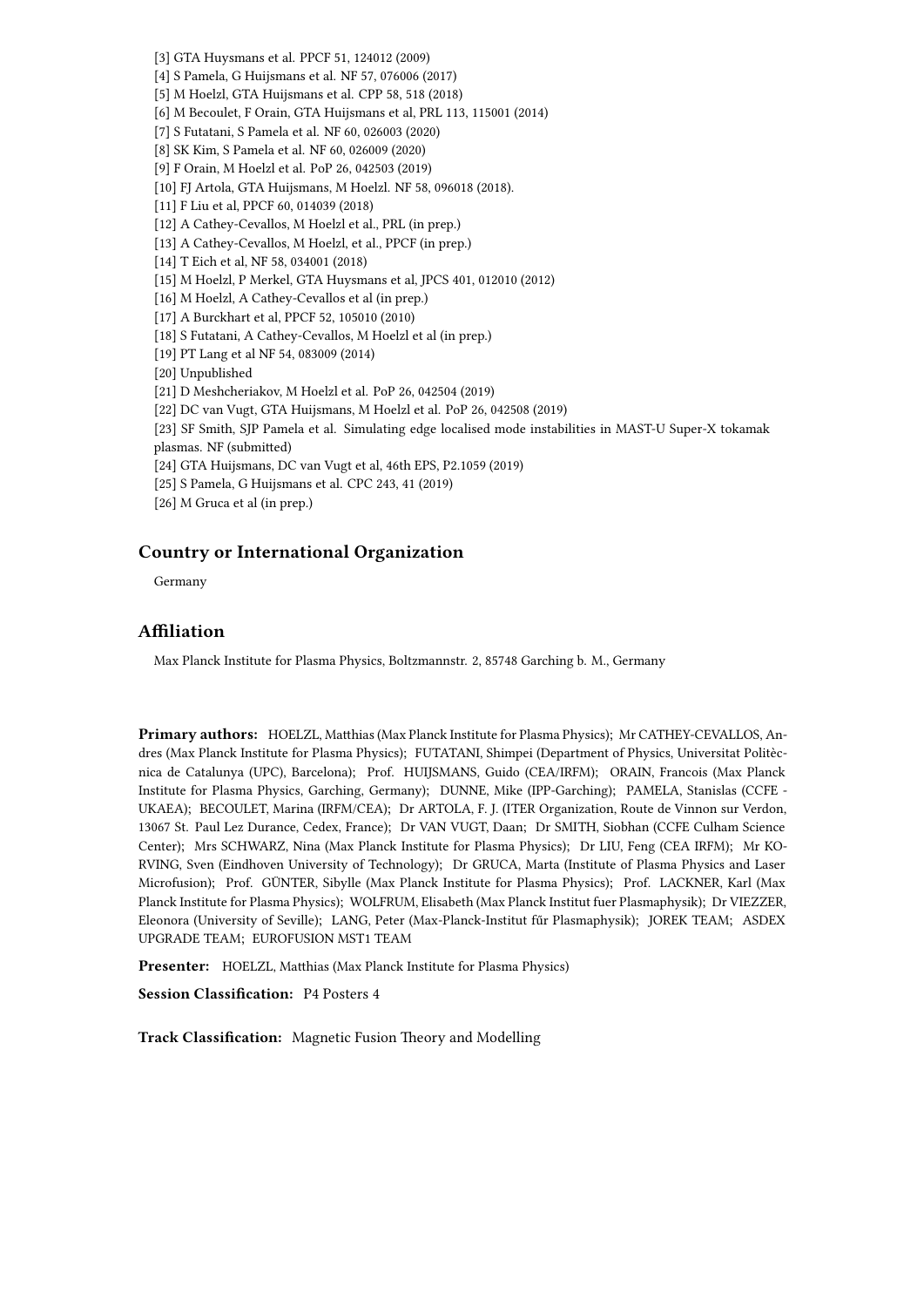[3] GTA Huysmans et al. PPCF 51, 124012 (2009)
[4] S Pamela, G Huijsmans et al. NF 57, 076006 (2017)
[5] M Hoelzl, GTA Huijsmans et al. CPP 58, 518 (2018)
[6] M Becoulet, F Orain, GTA Huijsmans et al, PRL 113, 115001 (2014)
[7] S Futatani, S Pamela et al. NF 60, 026003 (2020)
[8] SK Kim, S Pamela et al. NF 60, 026009 (2020)
[9] F Orain, M Hoelzl et al. PoP 26, 042503 (2019)
[10] FJ Artola, GTA Huijsmans, M Hoelzl. NF 58, 096018 (2018).
[11] F Liu et al, PPCF 60, 014039 (2018)
[12] A Cathey-Cevallos, M Hoelzl et al., PRL (in prep.)
[13] A Cathey-Cevallos, M Hoelzl, et al., PPCF (in prep.)
[14] T Eich et al, NF 58, 034001 (2018)
[15] M Hoelzl, P Merkel, GTA Huysmans et al, JPCS 401, 012010 (2012)
[16] M Hoelzl, A Cathey-Cevallos et al (in prep.)
[17] A Burckhart et al, PPCF 52, 105010 (2010)
[18] S Futatani, A Cathey-Cevallos, M Hoelzl et al (in prep.)
[19] PT Lang et al NF 54, 083009 (2014)
[20] Unpublished
[21] D Meshcheriakov, M Hoelzl et al. PoP 26, 042504 (2019)
[22] DC van Vugt, GTA Huijsmans, M Hoelzl et al. PoP 26, 042508 (2019)
[23] SF Smith, SJP Pamela et al. Simulating edge localised mode instabilities in MAST-U Super-X tokamak plasmas. NF (submitted)
[24] GTA Huijsmans, DC van Vugt et al, 46th EPS, P2.1059 (2019)
[25] S Pamela, G Huijsmans et al. CPC 243, 41 (2019)
[26] M Gruca et al (in prep.)

## Country or International Organization

Germany

## Affiliation

Max Planck Institute for Plasma Physics, Boltzmannstr. 2, 85748 Garching b. M., Germany

**Primary authors:** HOELZL, Matthias (Max Planck Institute for Plasma Physics); Mr CATHEY-CEVALLOS, Andres (Max Planck Institute for Plasma Physics); FUTATANI, Shimpei (Department of Physics, Universitat Politècnica de Catalunya (UPC), Barcelona); Prof. HUIJSMANS, Guido (CEA/IRFM); ORAIN, Francois (Max Planck Institute for Plasma Physics, Garching, Germany); DUNNE, Mike (IPP-Garching); PAMELA, Stanislas (CCFE - UKAEA); BECOULET, Marina (IRFM/CEA); Dr ARTOLA, F. J. (ITER Organization, Route de Vinnon sur Verdon, 13067 St. Paul Lez Durance, Cedex, France); Dr VAN VUGT, Daan; Dr SMITH, Siobhan (CCFE Culham Science Center); Mrs SCHWARZ, Nina (Max Planck Institute for Plasma Physics); Dr LIU, Feng (CEA IRFM); Mr KORVING, Sven (Eindhoven University of Technology); Dr GRUCA, Marta (Institute of Plasma Physics and Laser Microfusion); Prof. GÜNTER, Sibylle (Max Planck Institute for Plasma Physics); Prof. LACKNER, Karl (Max Planck Institute for Plasma Physics); WOLFRUM, Elisabeth (Max Planck Institut fuer Plasmaphysik); Dr VIEZZER, Eleonora (University of Seville); LANG, Peter (Max-Planck-Institut fűr Plasmaphysik); JOREK TEAM; ASDEX UPGRADE TEAM; EUROFUSION MST1 TEAM

**Presenter:** HOELZL, Matthias (Max Planck Institute for Plasma Physics)

**Session Classification:** P4 Posters 4

**Track Classification:** Magnetic Fusion Theory and Modelling